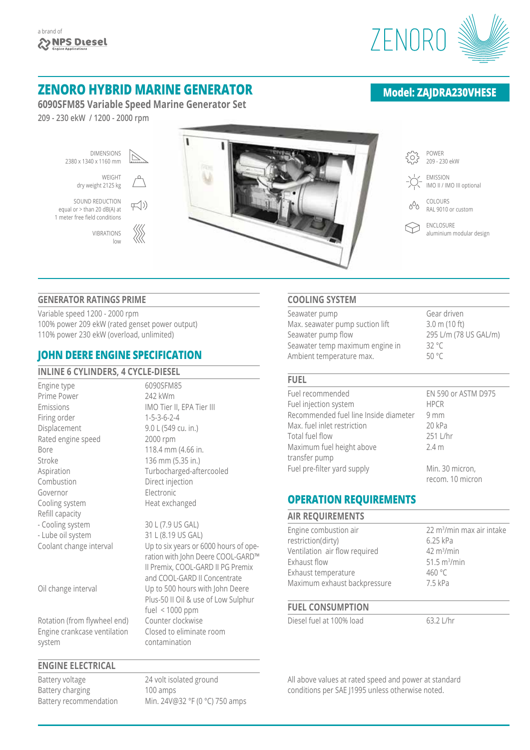a brand of **NPS Diesel** Engine Applications

ZENORO

# ZENORO HYBRID MARINE GENERATOR

**Model: ZAJDRA230VHESE**

## 6090SFM85 Variable Speed Marine Generator Set

209 - 230 ekW / 1200 - 2000 rpm

DIMENSIONS
2380 x 1340 x 1160 mm

WEIGHT
dry weight 2125 kg

SOUND REDUCTION
equal or > than 20 dB(A) at 1 meter free field conditions

VIBRATIONS
low

POWER
209 - 230 ekW

EMISSION
IMO II / IMO III optional

COLOURS
RAL 9010 or custom

ENCLOSURE
aluminium modular design

### GENERATOR RATINGS PRIME

Variable speed 1200 - 2000 rpm
100% power 209 ekW (rated genset power output)
110% power 230 ekW (overload, unlimited)

## JOHN DEERE ENGINE SPECIFICATION

### INLINE 6 CYLINDERS, 4 CYCLE-DIESEL

| | |
|---|---|
| Engine type | 6090SFM85 |
| Prime Power | 242 kWm |
| Emissions | IMO Tier II, EPA Tier III |
| Firing order | 1-5-3-6-2-4 |
| Displacement | 9.0 L (549 cu. in.) |
| Rated engine speed | 2000 rpm |
| Bore | 118.4 mm (4.66 in. |
| Stroke | 136 mm (5.35 in.) |
| Aspiration | Turbocharged-aftercooled |
| Combustion | Direct injection |
| Governor | Electronic |
| Cooling system | Heat exchanged |
| Refill capacity | |
| - Cooling system | 30 L (7.9 US GAL) |
| - Lube oil system | 31 L (8.19 US GAL) |
| Coolant change interval | Up to six years or 6000 hours of operation with John Deere COOL-GARD™ II Premix, COOL-GARD II PG Premix and COOL-GARD II Concentrate |
| Oil change interval | Up to 500 hours with John Deere Plus-50 II Oil & use of Low Sulphur fuel < 1000 ppm |
| Rotation (from flywheel end) | Counter clockwise |
| Engine crankcase ventilation system | Closed to eliminate room contamination |

### ENGINE ELECTRICAL

| | |
|---|---|
| Battery voltage | 24 volt isolated ground |
| Battery charging | 100 amps |
| Battery recommendation | Min. 24V@32 °F (0 °C) 750 amps |

### COOLING SYSTEM

| | |
|---|---|
| Seawater pump | Gear driven |
| Max. seawater pump suction lift | 3.0 m (10 ft) |
| Seawater pump flow | 295 L/m (78 US GAL/m) |
| Seawater temp maximum engine in | 32 °C |
| Ambient temperature max. | 50 °C |

### FUEL

| | |
|---|---|
| Fuel recommended | EN 590 or ASTM D975 |
| Fuel injection system | HPCR |
| Recommended fuel line Inside diameter | 9 mm |
| Max. fuel inlet restriction | 20 kPa |
| Total fuel flow | 251 L/hr |
| Maximum fuel height above transfer pump | 2.4 m |
| Fuel pre-filter yard supply | Min. 30 micron, recom. 10 micron |

## OPERATION REQUIREMENTS

### AIR REQUIREMENTS

| | |
|---|---|
| Engine combustion air | 22 m$^3$/min max air intake |
| restriction(dirty) | 6.25 kPa |
| Ventilation air flow required | 42 m$^3$/min |
| Exhaust flow | 51.5 m$^3$/min |
| Exhaust temperature | 460 °C |
| Maximum exhaust backpressure | 7.5 kPa |

### FUEL CONSUMPTION

| | |
|---|---|
| Diesel fuel at 100% load | 63.2 L/hr |

All above values at rated speed and power at standard conditions per SAE J1995 unless otherwise noted.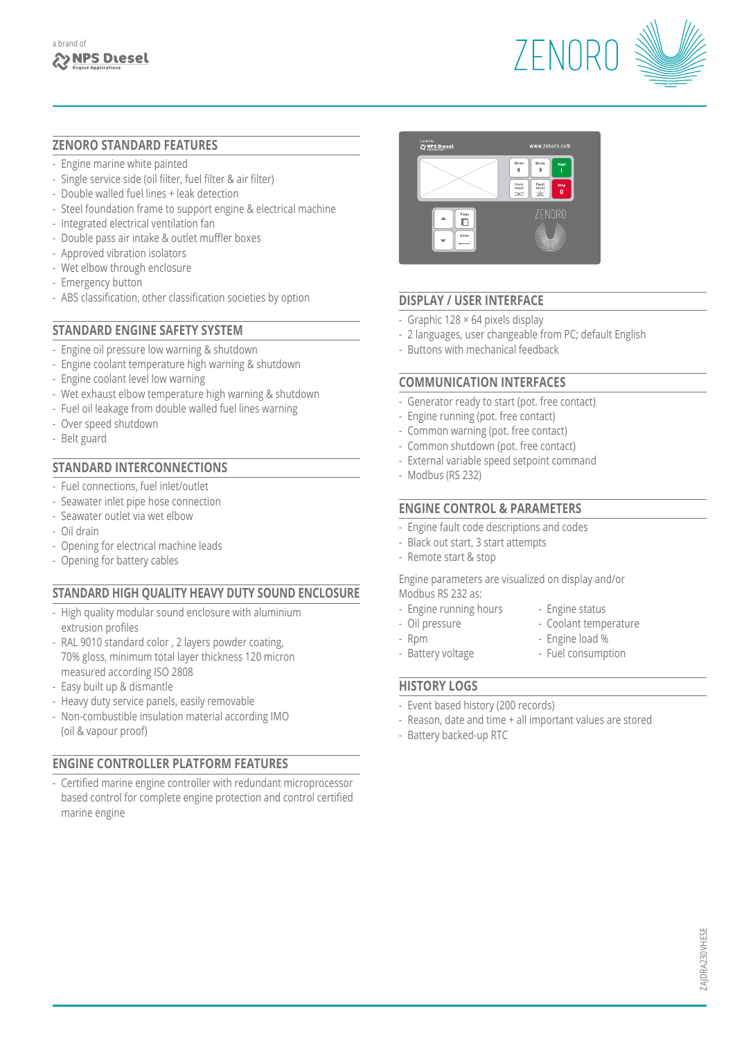## ZENORO STANDARD FEATURES

- Engine marine white painted
- Single service side (oil filter, fuel filter & air filter)
- Double walled fuel lines + leak detection
- Steel foundation frame to support engine & electrical machine
- Integrated electrical ventilation fan
- Double pass air intake & outlet muffler boxes
- Approved vibration isolators
- Wet elbow through enclosure
- Emergency button
- ABS classification, other classification societies by option

## STANDARD ENGINE SAFETY SYSTEM

- Engine oil pressure low warning & shutdown
- Engine coolant temperature high warning & shutdown
- Engine coolant level low warning
- Wet exhaust elbow temperature high warning & shutdown
- Fuel oil leakage from double walled fuel lines warning
- Over speed shutdown
- Belt guard

## STANDARD INTERCONNECTIONS

- Fuel connections, fuel inlet/outlet
- Seawater inlet pipe hose connection
- Seawater outlet via wet elbow
- Oil drain
- Opening for electrical machine leads
- Opening for battery cables

## STANDARD HIGH QUALITY HEAVY DUTY SOUND ENCLOSURE

- High quality modular sound enclosure with aluminium extrusion profiles
- RAL 9010 standard color , 2 layers powder coating, 70% gloss, minimum total layer thickness 120 micron measured according ISO 2808
- Easy built up & dismantle
- Heavy duty service panels, easily removable
- Non-combustible insulation material according IMO (oil & vapour proof)

## ENGINE CONTROLLER PLATFORM FEATURES

- Certified marine engine controller with redundant microprocessor based control for complete engine protection and control certified marine engine

## DISPLAY / USER INTERFACE

- Graphic 128 × 64 pixels display
- 2 languages, user changeable from PC; default English
- Buttons with mechanical feedback

## COMMUNICATION INTERFACES

- Generator ready to start (pot. free contact)
- Engine running (pot. free contact)
- Common warning (pot. free contact)
- Common shutdown (pot. free contact)
- External variable speed setpoint command
- Modbus (RS 232)

## ENGINE CONTROL & PARAMETERS

- Engine fault code descriptions and codes
- Black out start, 3 start attempts
- Remote start & stop

Engine parameters are visualized on display and/or Modbus RS 232 as:

- Engine running hours
- Oil pressure
- Rpm
- Battery voltage
- Engine status
- Coolant temperature
- Engine load %
- Fuel consumption

## HISTORY LOGS

- Event based history (200 records)
- Reason, date and time + all important values are stored
- Battery backed-up RTC

ZAJDRA230VHESE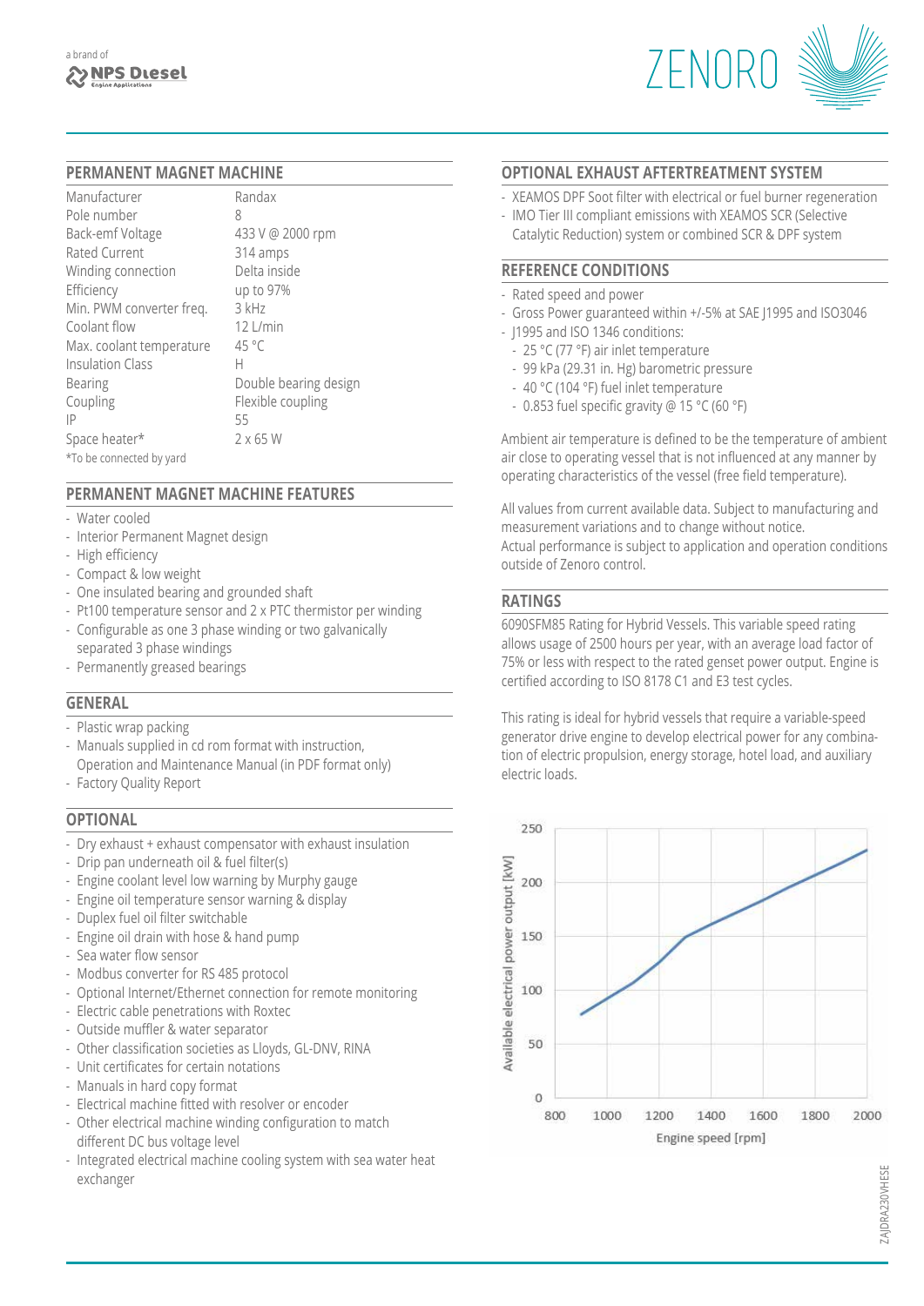## PERMANENT MAGNET MACHINE

| | |
|---|---|
| Manufacturer | Randax |
| Pole number | 8 |
| Back-emf Voltage | 433 V @ 2000 rpm |
| Rated Current | 314 amps |
| Winding connection | Delta inside |
| Efficiency | up to 97% |
| Min. PWM converter freq. | 3 kHz |
| Coolant flow | 12 L/min |
| Max. coolant temperature | 45 °C |
| Insulation Class | H |
| Bearing | Double bearing design |
| Coupling | Flexible coupling |
| IP | 55 |
| Space heater* | 2 x 65 W |

*To be connected by yard

## PERMANENT MAGNET MACHINE FEATURES

- Water cooled
- Interior Permanent Magnet design
- High efficiency
- Compact & low weight
- One insulated bearing and grounded shaft
- Pt100 temperature sensor and 2 x PTC thermistor per winding
- Configurable as one 3 phase winding or two galvanically separated 3 phase windings
- Permanently greased bearings

## GENERAL

- Plastic wrap packing
- Manuals supplied in cd rom format with instruction, Operation and Maintenance Manual (in PDF format only)
- Factory Quality Report

## OPTIONAL

- Dry exhaust + exhaust compensator with exhaust insulation
- Drip pan underneath oil & fuel filter(s)
- Engine coolant level low warning by Murphy gauge
- Engine oil temperature sensor warning & display
- Duplex fuel oil filter switchable
- Engine oil drain with hose & hand pump
- Sea water flow sensor
- Modbus converter for RS 485 protocol
- Optional Internet/Ethernet connection for remote monitoring
- Electric cable penetrations with Roxtec
- Outside muffler & water separator
- Other classification societies as Lloyds, GL-DNV, RINA
- Unit certificates for certain notations
- Manuals in hard copy format
- Electrical machine fitted with resolver or encoder
- Other electrical machine winding configuration to match different DC bus voltage level
- Integrated electrical machine cooling system with sea water heat exchanger

## OPTIONAL EXHAUST AFTERTREATMENT SYSTEM

- XEAMOS DPF Soot filter with electrical or fuel burner regeneration
- IMO Tier III compliant emissions with XEAMOS SCR (Selective Catalytic Reduction) system or combined SCR & DPF system

## REFERENCE CONDITIONS

- Rated speed and power
- Gross Power guaranteed within +/-5% at SAE J1995 and ISO3046
- J1995 and ISO 1346 conditions:
  - 25 °C (77 °F) air inlet temperature
  - 99 kPa (29.31 in. Hg) barometric pressure
  - 40 °C (104 °F) fuel inlet temperature
  - 0.853 fuel specific gravity @ 15 °C (60 °F)

Ambient air temperature is defined to be the temperature of ambient air close to operating vessel that is not influenced at any manner by operating characteristics of the vessel (free field temperature).

All values from current available data. Subject to manufacturing and measurement variations and to change without notice.
Actual performance is subject to application and operation conditions outside of Zenoro control.

## RATINGS

6090SFM85 Rating for Hybrid Vessels. This variable speed rating allows usage of 2500 hours per year, with an average load factor of 75% or less with respect to the rated genset power output. Engine is certified according to ISO 8178 C1 and E3 test cycles.

This rating is ideal for hybrid vessels that require a variable-speed generator drive engine to develop electrical power for any combination of electric propulsion, energy storage, hotel load, and auxiliary electric loads.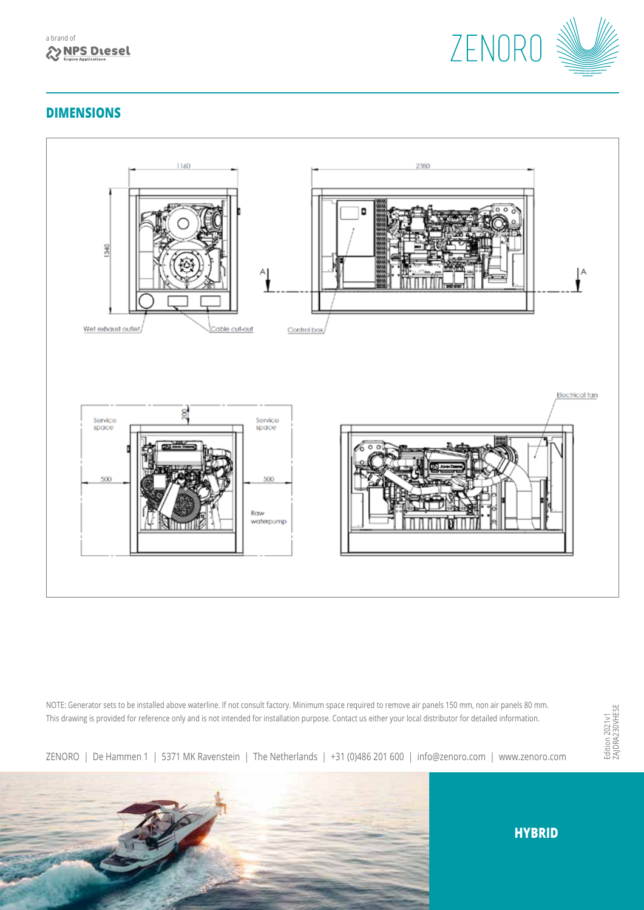## DIMENSIONS

1160

2380

1340

A

A

Wet exhaust outlet

Cable cut-out

Control box

Electrical fan

Service space

200

Service space

500

500

Raw waterpump

NOTE: Generator sets to be installed above waterline. If not consult factory. Minimum space required to remove air panels 150 mm, non air panels 80 mm. This drawing is provided for reference only and is not intended for installation purpose. Contact us either your local distributor for detailed information.

ZENORO | De Hammen 1 | 5371 MK Ravenstein | The Netherlands | +31 (0)486 201 600 | info@zenoro.com | www.zenoro.com

Edition 2021v1
ZAJDRA230VHESE

**HYBRID**